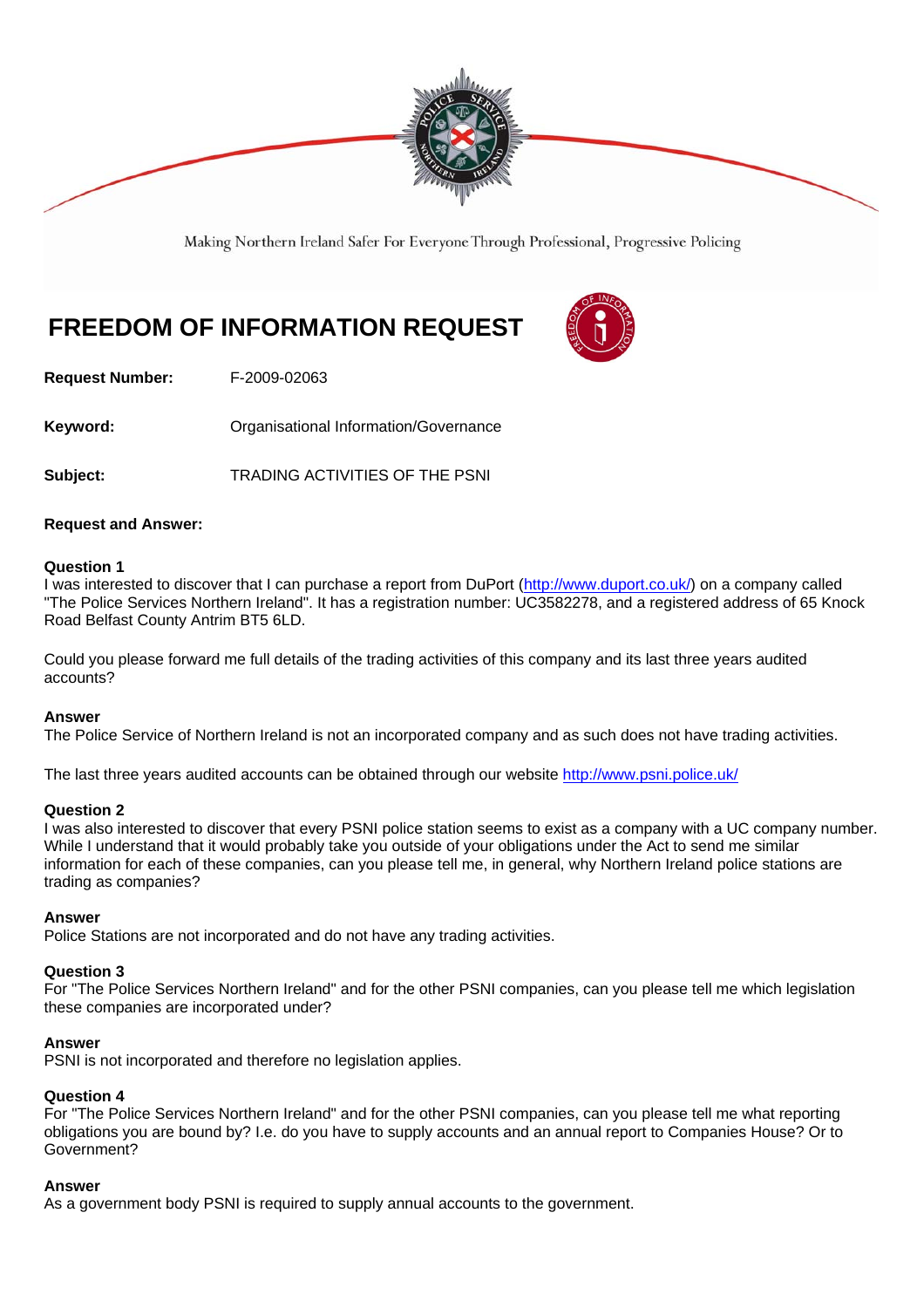Making Northern Ireland Safer For Everyone Through Professional, Progressive Policing

# FREEDOM OF INFORMATION REQUEST

**Request Number:** F-2009-02063

**Keyword:** Organisational Information/Governance

**Subject:** TRADING ACTIVITIES OF THE PSNI

**Request and Answer:**

**Question 1**
I was interested to discover that I can purchase a report from DuPort (http://www.duport.co.uk/) on a company called "The Police Services Northern Ireland". It has a registration number: UC3582278, and a registered address of 65 Knock Road Belfast County Antrim BT5 6LD.

Could you please forward me full details of the trading activities of this company and its last three years audited accounts?

**Answer**
The Police Service of Northern Ireland is not an incorporated company and as such does not have trading activities.

The last three years audited accounts can be obtained through our website http://www.psni.police.uk/

**Question 2**
I was also interested to discover that every PSNI police station seems to exist as a company with a UC company number. While I understand that it would probably take you outside of your obligations under the Act to send me similar information for each of these companies, can you please tell me, in general, why Northern Ireland police stations are trading as companies?

**Answer**
Police Stations are not incorporated and do not have any trading activities.

**Question 3**
For "The Police Services Northern Ireland" and for the other PSNI companies, can you please tell me which legislation these companies are incorporated under?

**Answer**
PSNI is not incorporated and therefore no legislation applies.

**Question 4**
For "The Police Services Northern Ireland" and for the other PSNI companies, can you please tell me what reporting obligations you are bound by? I.e. do you have to supply accounts and an annual report to Companies House? Or to Government?

**Answer**
As a government body PSNI is required to supply annual accounts to the government.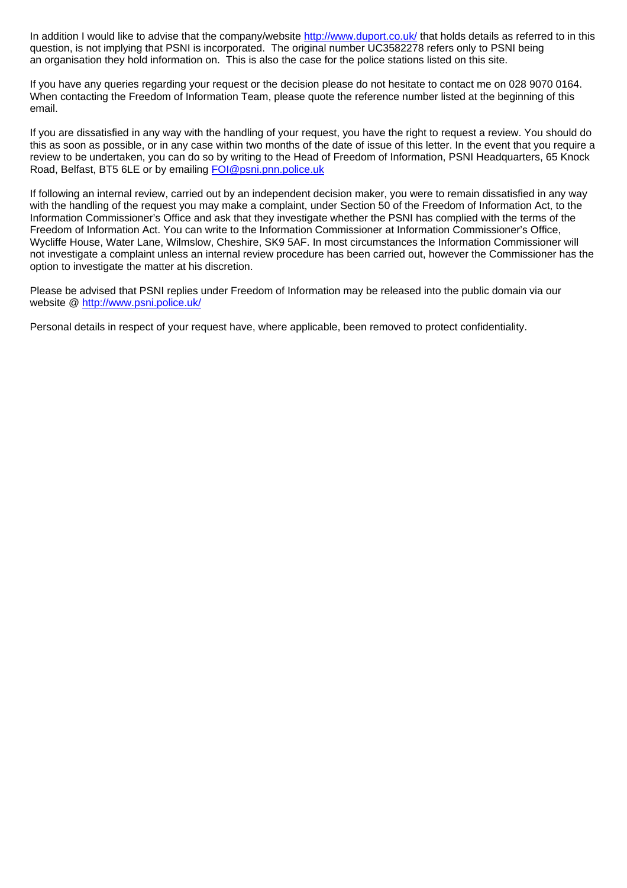In addition I would like to advise that the company/website http://www.duport.co.uk/ that holds details as referred to in this question, is not implying that PSNI is incorporated. The original number UC3582278 refers only to PSNI being an organisation they hold information on. This is also the case for the police stations listed on this site.

If you have any queries regarding your request or the decision please do not hesitate to contact me on 028 9070 0164. When contacting the Freedom of Information Team, please quote the reference number listed at the beginning of this email.

If you are dissatisfied in any way with the handling of your request, you have the right to request a review. You should do this as soon as possible, or in any case within two months of the date of issue of this letter. In the event that you require a review to be undertaken, you can do so by writing to the Head of Freedom of Information, PSNI Headquarters, 65 Knock Road, Belfast, BT5 6LE or by emailing FOI@psni.pnn.police.uk

If following an internal review, carried out by an independent decision maker, you were to remain dissatisfied in any way with the handling of the request you may make a complaint, under Section 50 of the Freedom of Information Act, to the Information Commissioner's Office and ask that they investigate whether the PSNI has complied with the terms of the Freedom of Information Act. You can write to the Information Commissioner at Information Commissioner's Office, Wycliffe House, Water Lane, Wilmslow, Cheshire, SK9 5AF. In most circumstances the Information Commissioner will not investigate a complaint unless an internal review procedure has been carried out, however the Commissioner has the option to investigate the matter at his discretion.

Please be advised that PSNI replies under Freedom of Information may be released into the public domain via our website @ http://www.psni.police.uk/

Personal details in respect of your request have, where applicable, been removed to protect confidentiality.